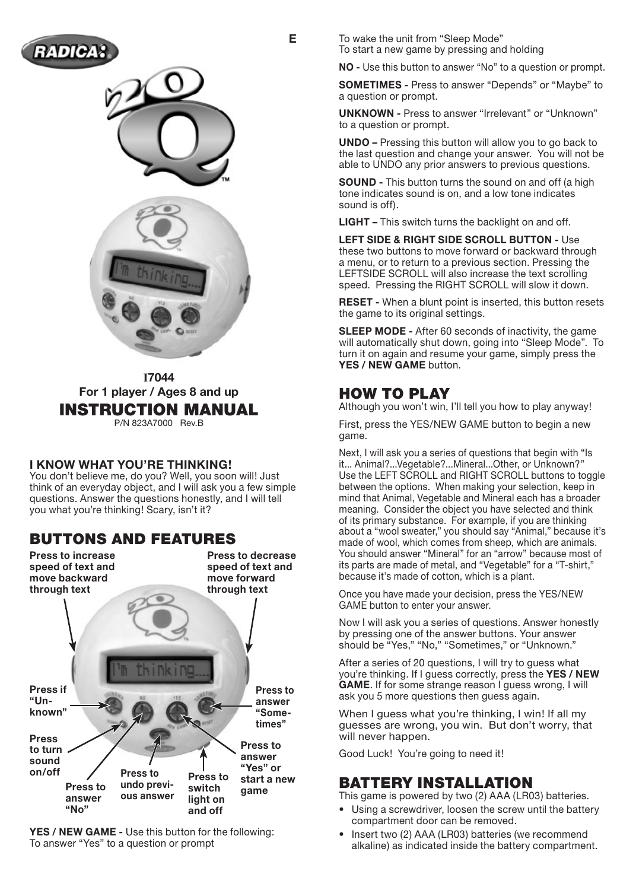RADICA®

E

20Q™

I7044
For 1 player / Ages 8 and up

# INSTRUCTION MANUAL

P/N 823A7000 Rev.B

### I KNOW WHAT YOU'RE THINKING!

You don't believe me, do you? Well, you soon will! Just think of an everyday object, and I will ask you a few simple questions. Answer the questions honestly, and I will tell you what you're thinking! Scary, isn't it?

## BUTTONS AND FEATURES

**Press to increase speed of text and move backward through text**

**Press to decrease speed of text and move forward through text**

**Press if "Unknown"**

**Press to answer "Sometimes"**

**Press to turn sound on/off**

**Press to answer "No"**

**Press to undo previous answer**

**Press to switch light on and off**

**Press to answer "Yes" or start a new game**

**YES / NEW GAME -** Use this button for the following:
To answer "Yes" to a question or prompt
To wake the unit from "Sleep Mode"
To start a new game by pressing and holding

**NO -** Use this button to answer "No" to a question or prompt.

**SOMETIMES -** Press to answer "Depends" or "Maybe" to a question or prompt.

**UNKNOWN -** Press to answer "Irrelevant" or "Unknown" to a question or prompt.

**UNDO –** Pressing this button will allow you to go back to the last question and change your answer. You will not be able to UNDO any prior answers to previous questions.

**SOUND -** This button turns the sound on and off (a high tone indicates sound is on, and a low tone indicates sound is off).

**LIGHT –** This switch turns the backlight on and off.

**LEFT SIDE & RIGHT SIDE SCROLL BUTTON -** Use these two buttons to move forward or backward through a menu, or to return to a previous section. Pressing the LEFTSIDE SCROLL will also increase the text scrolling speed. Pressing the RIGHT SCROLL will slow it down.

**RESET -** When a blunt point is inserted, this button resets the game to its original settings.

**SLEEP MODE -** After 60 seconds of inactivity, the game will automatically shut down, going into "Sleep Mode". To turn it on again and resume your game, simply press the **YES / NEW GAME** button.

## HOW TO PLAY

Although you won't win, I'll tell you how to play anyway!

First, press the YES/NEW GAME button to begin a new game.

Next, I will ask you a series of questions that begin with "Is it... Animal?...Vegetable?...Mineral...Other, or Unknown?" Use the LEFT SCROLL and RIGHT SCROLL buttons to toggle between the options. When making your selection, keep in mind that Animal, Vegetable and Mineral each has a broader meaning. Consider the object you have selected and think of its primary substance. For example, if you are thinking about a "wool sweater," you should say "Animal," because it's made of wool, which comes from sheep, which are animals. You should answer "Mineral" for an "arrow" because most of its parts are made of metal, and "Vegetable" for a "T-shirt," because it's made of cotton, which is a plant.

Once you have made your decision, press the YES/NEW GAME button to enter your answer.

Now I will ask you a series of questions. Answer honestly by pressing one of the answer buttons. Your answer should be "Yes," "No," "Sometimes," or "Unknown."

After a series of 20 questions, I will try to guess what you're thinking. If I guess correctly, press the **YES / NEW GAME**. If for some strange reason I guess wrong, I will ask you 5 more questions then guess again.

When I guess what you're thinking, I win! If all my guesses are wrong, you win. But don't worry, that will never happen.

Good Luck! You're going to need it!

## BATTERY INSTALLATION

This game is powered by two (2) AAA (LR03) batteries.

- Using a screwdriver, loosen the screw until the battery compartment door can be removed.
- Insert two (2) AAA (LR03) batteries (we recommend alkaline) as indicated inside the battery compartment.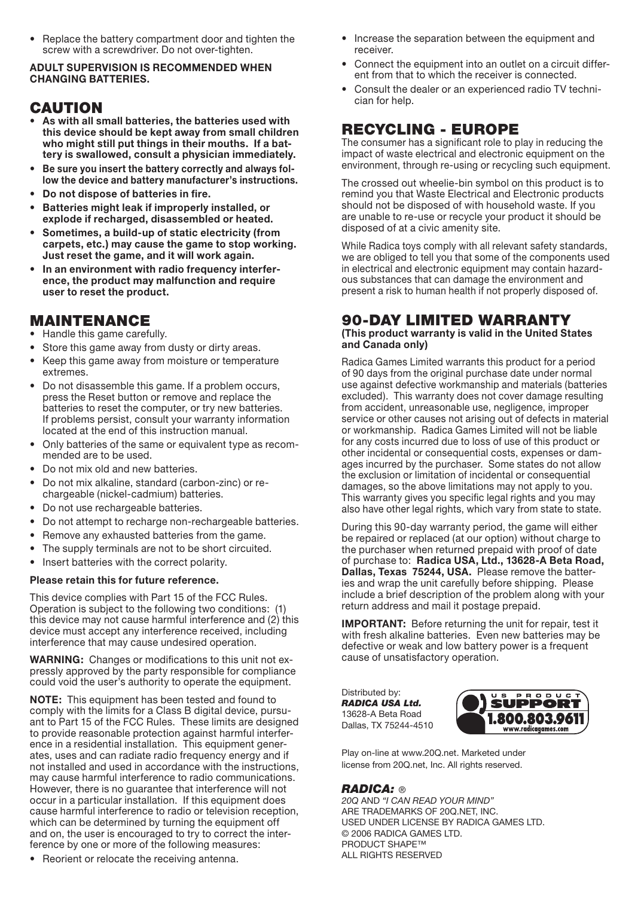- Replace the battery compartment door and tighten the screw with a screwdriver. Do not over-tighten.

**ADULT SUPERVISION IS RECOMMENDED WHEN CHANGING BATTERIES.**

## CAUTION

- **As with all small batteries, the batteries used with this device should be kept away from small children who might still put things in their mouths. If a battery is swallowed, consult a physician immediately.**
- **Be sure you insert the battery correctly and always follow the device and battery manufacturer's instructions.**
- **Do not dispose of batteries in fire.**
- **Batteries might leak if improperly installed, or explode if recharged, disassembled or heated.**
- **Sometimes, a build-up of static electricity (from carpets, etc.) may cause the game to stop working. Just reset the game, and it will work again.**
- **In an environment with radio frequency interference, the product may malfunction and require user to reset the product.**

## MAINTENANCE

- Handle this game carefully.
- Store this game away from dusty or dirty areas.
- Keep this game away from moisture or temperature extremes.
- Do not disassemble this game. If a problem occurs, press the Reset button or remove and replace the batteries to reset the computer, or try new batteries. If problems persist, consult your warranty information located at the end of this instruction manual.
- Only batteries of the same or equivalent type as recommended are to be used.
- Do not mix old and new batteries.
- Do not mix alkaline, standard (carbon-zinc) or rechargeable (nickel-cadmium) batteries.
- Do not use rechargeable batteries.
- Do not attempt to recharge non-rechargeable batteries.
- Remove any exhausted batteries from the game.
- The supply terminals are not to be short circuited.
- Insert batteries with the correct polarity.

**Please retain this for future reference.**

This device complies with Part 15 of the FCC Rules. Operation is subject to the following two conditions: (1) this device may not cause harmful interference and (2) this device must accept any interference received, including interference that may cause undesired operation.

**WARNING:** Changes or modifications to this unit not expressly approved by the party responsible for compliance could void the user's authority to operate the equipment.

**NOTE:** This equipment has been tested and found to comply with the limits for a Class B digital device, pursuant to Part 15 of the FCC Rules. These limits are designed to provide reasonable protection against harmful interference in a residential installation. This equipment generates, uses and can radiate radio frequency energy and if not installed and used in accordance with the instructions, may cause harmful interference to radio communications. However, there is no guarantee that interference will not occur in a particular installation. If this equipment does cause harmful interference to radio or television reception, which can be determined by turning the equipment off and on, the user is encouraged to try to correct the interference by one or more of the following measures:

- Reorient or relocate the receiving antenna.
- Increase the separation between the equipment and receiver.
- Connect the equipment into an outlet on a circuit different from that to which the receiver is connected.
- Consult the dealer or an experienced radio TV technician for help.

## RECYCLING - EUROPE

The consumer has a significant role to play in reducing the impact of waste electrical and electronic equipment on the environment, through re-using or recycling such equipment.

The crossed out wheelie-bin symbol on this product is to remind you that Waste Electrical and Electronic products should not be disposed of with household waste. If you are unable to re-use or recycle your product it should be disposed of at a civic amenity site.

While Radica toys comply with all relevant safety standards, we are obliged to tell you that some of the components used in electrical and electronic equipment may contain hazardous substances that can damage the environment and present a risk to human health if not properly disposed of.

## 90-DAY LIMITED WARRANTY

**(This product warranty is valid in the United States and Canada only)**

Radica Games Limited warrants this product for a period of 90 days from the original purchase date under normal use against defective workmanship and materials (batteries excluded). This warranty does not cover damage resulting from accident, unreasonable use, negligence, improper service or other causes not arising out of defects in material or workmanship. Radica Games Limited will not be liable for any costs incurred due to loss of use of this product or other incidental or consequential costs, expenses or damages incurred by the purchaser. Some states do not allow the exclusion or limitation of incidental or consequential damages, so the above limitations may not apply to you. This warranty gives you specific legal rights and you may also have other legal rights, which vary from state to state.

During this 90-day warranty period, the game will either be repaired or replaced (at our option) without charge to the purchaser when returned prepaid with proof of date of purchase to: **Radica USA, Ltd., 13628-A Beta Road, Dallas, Texas 75244, USA.** Please remove the batteries and wrap the unit carefully before shipping. Please include a brief description of the problem along with your return address and mail it postage prepaid.

**IMPORTANT:** Before returning the unit for repair, test it with fresh alkaline batteries. Even new batteries may be defective or weak and low battery power is a frequent cause of unsatisfactory operation.

Distributed by:
***RADICA USA Ltd.***
13628-A Beta Road
Dallas, TX 75244-4510

US PRODUCT SUPPORT
1.800.803.9611
www.radicagames.com

Play on-line at www.20Q.net. Marketed under license from 20Q.net, Inc. All rights reserved.

***RADICA:*** ®
*20Q* AND *"I CAN READ YOUR MIND"*
ARE TRADEMARKS OF 20Q.NET, INC.
USED UNDER LICENSE BY RADICA GAMES LTD.
© 2006 RADICA GAMES LTD.
PRODUCT SHAPE™
ALL RIGHTS RESERVED